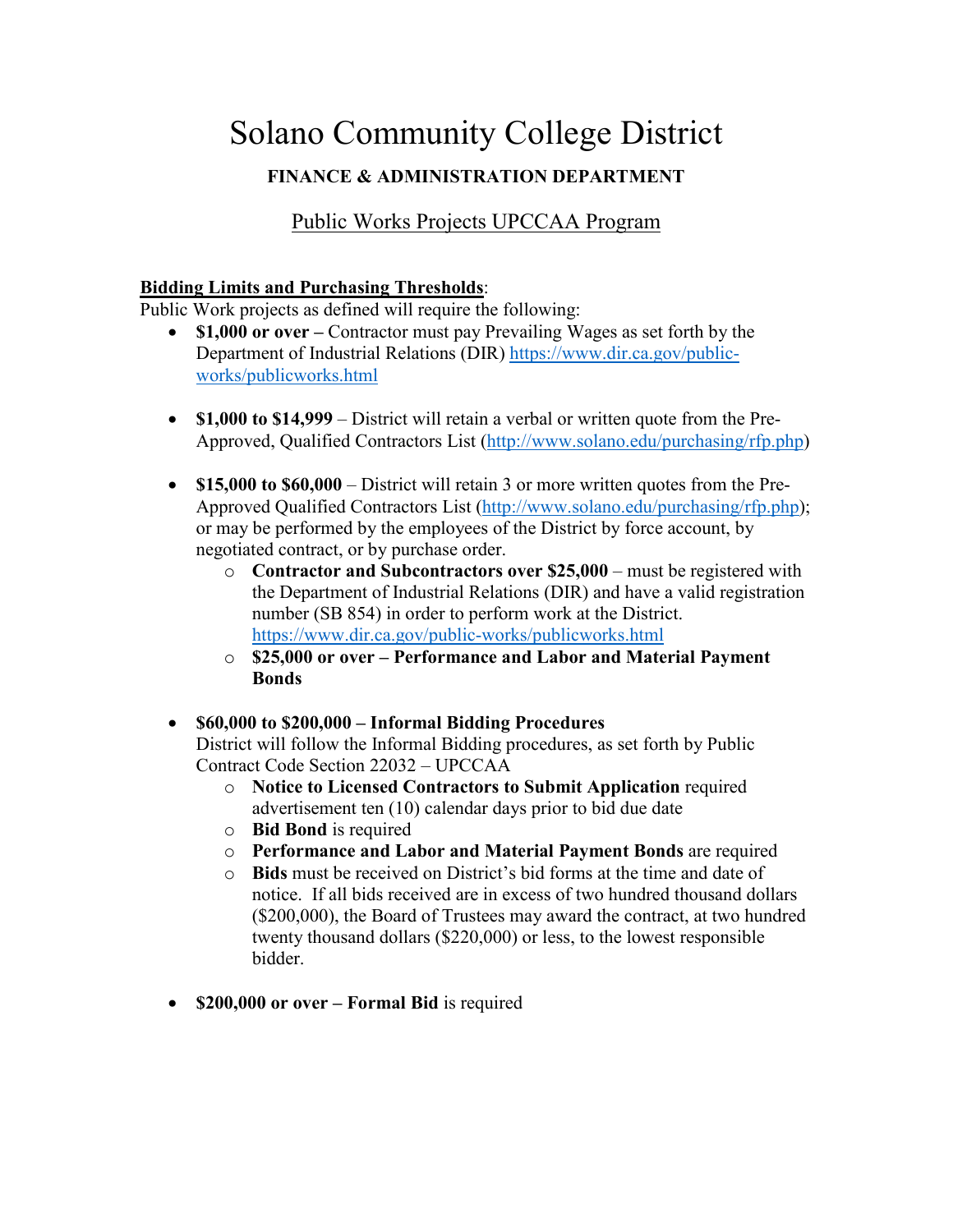# Solano Community College District

## FINANCE & ADMINISTRATION DEPARTMENT

### Public Works Projects UPCCAA Program

**Bidding Limits and Purchasing Thresholds**:

Public Work projects as defined will require the following:

- **$1,000 or over –** Contractor must pay Prevailing Wages as set forth by the Department of Industrial Relations (DIR) https://www.dir.ca.gov/public-works/publicworks.html

- **$1,000 to $14,999** – District will retain a verbal or written quote from the Pre-Approved, Qualified Contractors List (http://www.solano.edu/purchasing/rfp.php)

- **$15,000 to $60,000** – District will retain 3 or more written quotes from the Pre-Approved Qualified Contractors List (http://www.solano.edu/purchasing/rfp.php); or may be performed by the employees of the District by force account, by negotiated contract, or by purchase order.
  - **Contractor and Subcontractors over $25,000** – must be registered with the Department of Industrial Relations (DIR) and have a valid registration number (SB 854) in order to perform work at the District. https://www.dir.ca.gov/public-works/publicworks.html
  - **$25,000 or over – Performance and Labor and Material Payment Bonds**

- **$60,000 to $200,000 – Informal Bidding Procedures**
  District will follow the Informal Bidding procedures, as set forth by Public Contract Code Section 22032 – UPCCAA
  - **Notice to Licensed Contractors to Submit Application** required advertisement ten (10) calendar days prior to bid due date
  - **Bid Bond** is required
  - **Performance and Labor and Material Payment Bonds** are required
  - **Bids** must be received on District's bid forms at the time and date of notice. If all bids received are in excess of two hundred thousand dollars ($200,000), the Board of Trustees may award the contract, at two hundred twenty thousand dollars ($220,000) or less, to the lowest responsible bidder.

- **$200,000 or over – Formal Bid** is required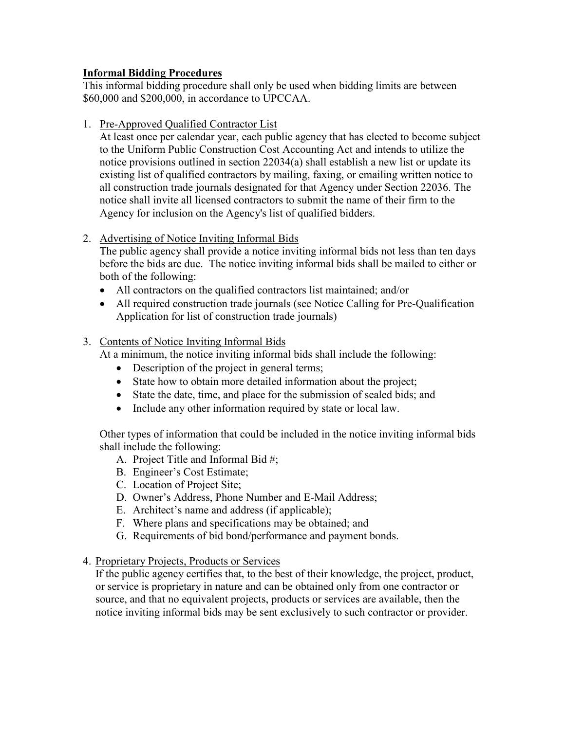**<u>Informal Bidding Procedures</u>**

This informal bidding procedure shall only be used when bidding limits are between $60,000 and $200,000, in accordance to UPCCAA.

1. <u>Pre-Approved Qualified Contractor List</u>
   At least once per calendar year, each public agency that has elected to become subject to the Uniform Public Construction Cost Accounting Act and intends to utilize the notice provisions outlined in section 22034(a) shall establish a new list or update its existing list of qualified contractors by mailing, faxing, or emailing written notice to all construction trade journals designated for that Agency under Section 22036. The notice shall invite all licensed contractors to submit the name of their firm to the Agency for inclusion on the Agency's list of qualified bidders.

2. <u>Advertising of Notice Inviting Informal Bids</u>
   The public agency shall provide a notice inviting informal bids not less than ten days before the bids are due. The notice inviting informal bids shall be mailed to either or both of the following:
   - All contractors on the qualified contractors list maintained; and/or
   - All required construction trade journals (see Notice Calling for Pre-Qualification Application for list of construction trade journals)

3. <u>Contents of Notice Inviting Informal Bids</u>
   At a minimum, the notice inviting informal bids shall include the following:
   - Description of the project in general terms;
   - State how to obtain more detailed information about the project;
   - State the date, time, and place for the submission of sealed bids; and
   - Include any other information required by state or local law.

   Other types of information that could be included in the notice inviting informal bids shall include the following:
   A. Project Title and Informal Bid #;
   B. Engineer's Cost Estimate;
   C. Location of Project Site;
   D. Owner's Address, Phone Number and E-Mail Address;
   E. Architect's name and address (if applicable);
   F. Where plans and specifications may be obtained; and
   G. Requirements of bid bond/performance and payment bonds.

4. <u>Proprietary Projects, Products or Services</u>
   If the public agency certifies that, to the best of their knowledge, the project, product, or service is proprietary in nature and can be obtained only from one contractor or source, and that no equivalent projects, products or services are available, then the notice inviting informal bids may be sent exclusively to such contractor or provider.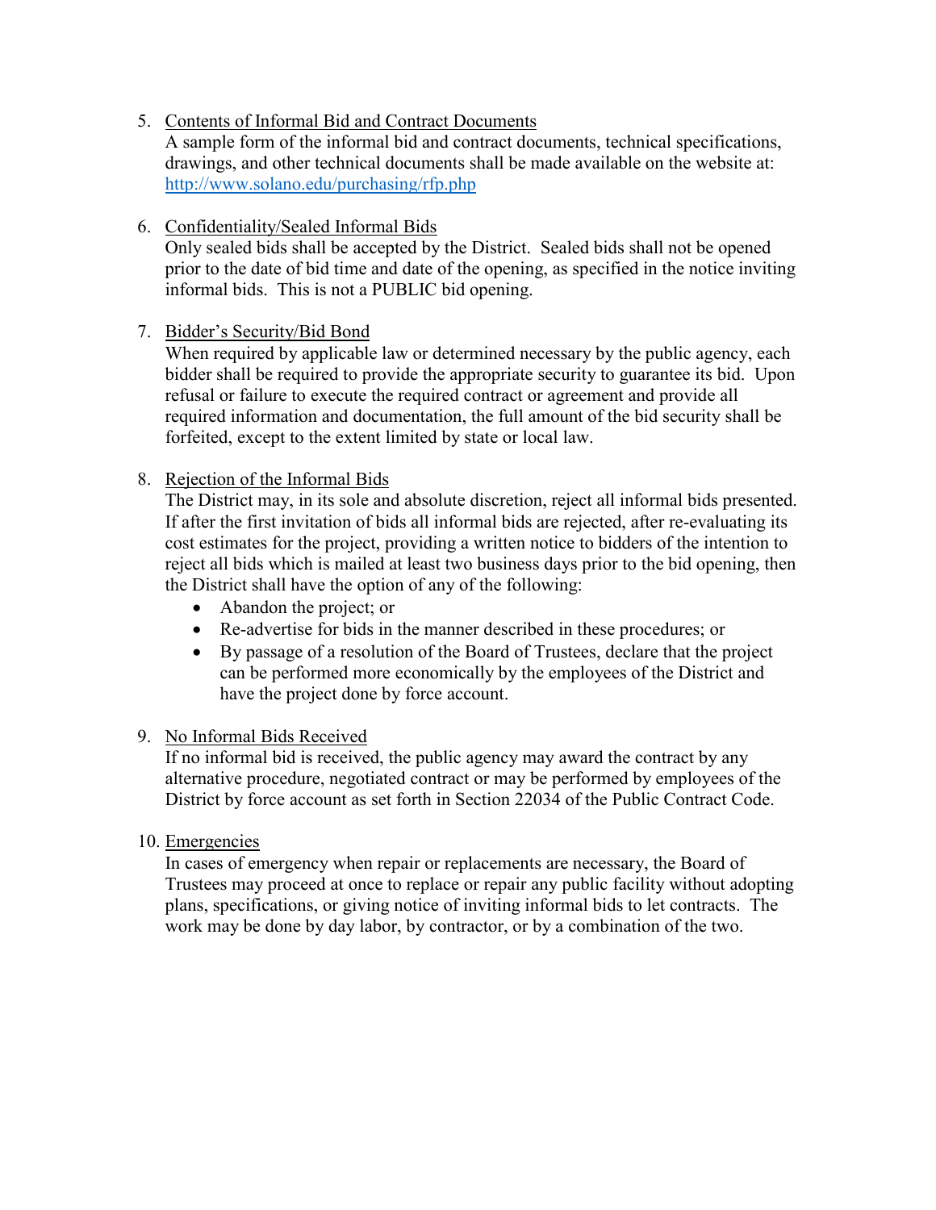5. <u>Contents of Informal Bid and Contract Documents</u>
   A sample form of the informal bid and contract documents, technical specifications, drawings, and other technical documents shall be made available on the website at: [http://www.solano.edu/purchasing/rfp.php](http://www.solano.edu/purchasing/rfp.php)

6. <u>Confidentiality/Sealed Informal Bids</u>
   Only sealed bids shall be accepted by the District. Sealed bids shall not be opened prior to the date of bid time and date of the opening, as specified in the notice inviting informal bids. This is not a PUBLIC bid opening.

7. <u>Bidder's Security/Bid Bond</u>
   When required by applicable law or determined necessary by the public agency, each bidder shall be required to provide the appropriate security to guarantee its bid. Upon refusal or failure to execute the required contract or agreement and provide all required information and documentation, the full amount of the bid security shall be forfeited, except to the extent limited by state or local law.

8. <u>Rejection of the Informal Bids</u>
   The District may, in its sole and absolute discretion, reject all informal bids presented. If after the first invitation of bids all informal bids are rejected, after re-evaluating its cost estimates for the project, providing a written notice to bidders of the intention to reject all bids which is mailed at least two business days prior to the bid opening, then the District shall have the option of any of the following:
   - Abandon the project; or
   - Re-advertise for bids in the manner described in these procedures; or
   - By passage of a resolution of the Board of Trustees, declare that the project can be performed more economically by the employees of the District and have the project done by force account.

9. <u>No Informal Bids Received</u>
   If no informal bid is received, the public agency may award the contract by any alternative procedure, negotiated contract or may be performed by employees of the District by force account as set forth in Section 22034 of the Public Contract Code.

10. <u>Emergencies</u>
    In cases of emergency when repair or replacements are necessary, the Board of Trustees may proceed at once to replace or repair any public facility without adopting plans, specifications, or giving notice of inviting informal bids to let contracts. The work may be done by day labor, by contractor, or by a combination of the two.